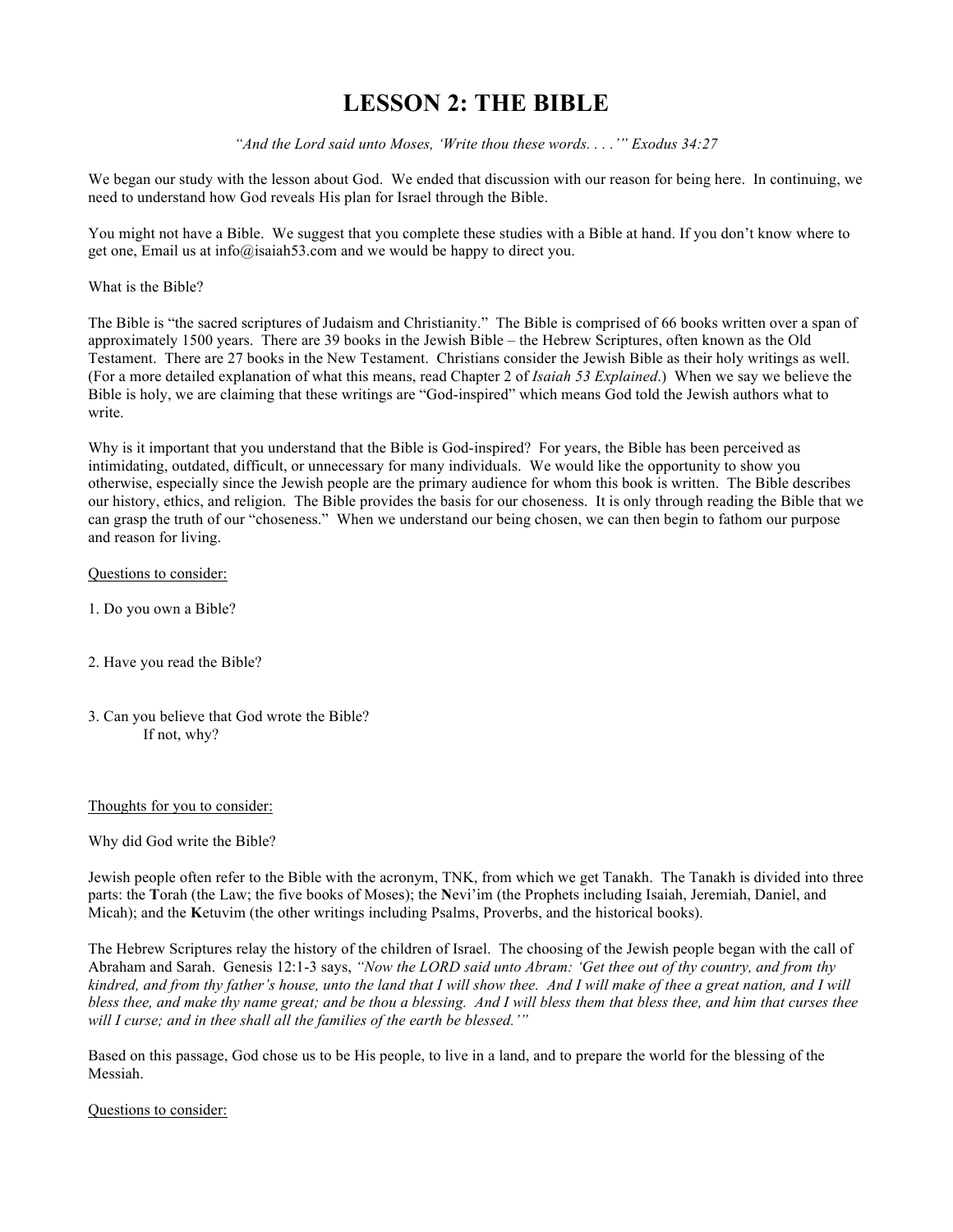# LESSON 2: THE BIBLE

*"And the Lord said unto Moses, 'Write thou these words. . . .'" Exodus 34:27*

We began our study with the lesson about God. We ended that discussion with our reason for being here. In continuing, we need to understand how God reveals His plan for Israel through the Bible.

You might not have a Bible. We suggest that you complete these studies with a Bible at hand. If you don't know where to get one, Email us at info@isaiah53.com and we would be happy to direct you.

What is the Bible?

The Bible is "the sacred scriptures of Judaism and Christianity." The Bible is comprised of 66 books written over a span of approximately 1500 years. There are 39 books in the Jewish Bible – the Hebrew Scriptures, often known as the Old Testament. There are 27 books in the New Testament. Christians consider the Jewish Bible as their holy writings as well. (For a more detailed explanation of what this means, read Chapter 2 of *Isaiah 53 Explained*.) When we say we believe the Bible is holy, we are claiming that these writings are "God-inspired" which means God told the Jewish authors what to write.

Why is it important that you understand that the Bible is God-inspired? For years, the Bible has been perceived as intimidating, outdated, difficult, or unnecessary for many individuals. We would like the opportunity to show you otherwise, especially since the Jewish people are the primary audience for whom this book is written. The Bible describes our history, ethics, and religion. The Bible provides the basis for our choseness. It is only through reading the Bible that we can grasp the truth of our "choseness." When we understand our being chosen, we can then begin to fathom our purpose and reason for living.

<u>Questions to consider:</u>

1. Do you own a Bible?

2. Have you read the Bible?

3. Can you believe that God wrote the Bible?
   If not, why?

<u>Thoughts for you to consider:</u>

Why did God write the Bible?

Jewish people often refer to the Bible with the acronym, TNK, from which we get Tanakh. The Tanakh is divided into three parts: the **T**orah (the Law; the five books of Moses); the **N**evi'im (the Prophets including Isaiah, Jeremiah, Daniel, and Micah); and the **K**etuvim (the other writings including Psalms, Proverbs, and the historical books).

The Hebrew Scriptures relay the history of the children of Israel. The choosing of the Jewish people began with the call of Abraham and Sarah. Genesis 12:1-3 says, *"Now the LORD said unto Abram: 'Get thee out of thy country, and from thy kindred, and from thy father's house, unto the land that I will show thee. And I will make of thee a great nation, and I will bless thee, and make thy name great; and be thou a blessing. And I will bless them that bless thee, and him that curses thee will I curse; and in thee shall all the families of the earth be blessed.'"*

Based on this passage, God chose us to be His people, to live in a land, and to prepare the world for the blessing of the Messiah.

<u>Questions to consider:</u>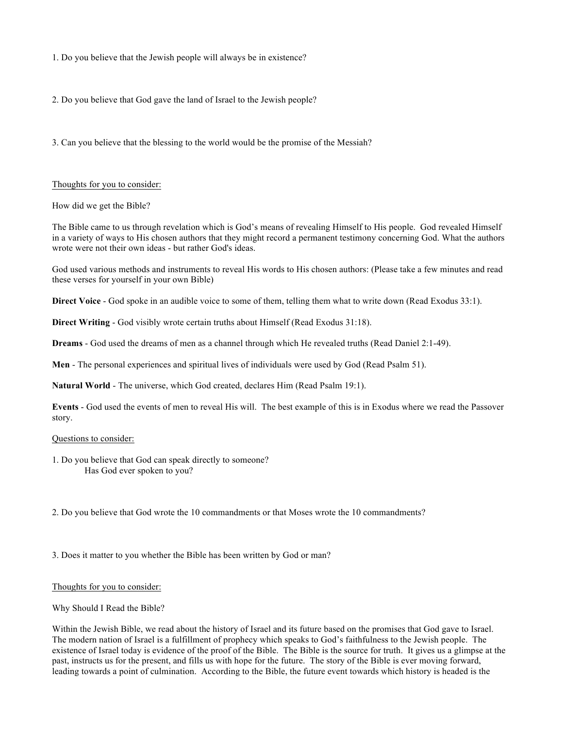1. Do you believe that the Jewish people will always be in existence?

2. Do you believe that God gave the land of Israel to the Jewish people?

3. Can you believe that the blessing to the world would be the promise of the Messiah?

<u>Thoughts for you to consider:</u>

How did we get the Bible?

The Bible came to us through revelation which is God's means of revealing Himself to His people. God revealed Himself in a variety of ways to His chosen authors that they might record a permanent testimony concerning God. What the authors wrote were not their own ideas - but rather God's ideas.

God used various methods and instruments to reveal His words to His chosen authors: (Please take a few minutes and read these verses for yourself in your own Bible)

**Direct Voice** - God spoke in an audible voice to some of them, telling them what to write down (Read Exodus 33:1).

**Direct Writing** - God visibly wrote certain truths about Himself (Read Exodus 31:18).

**Dreams** - God used the dreams of men as a channel through which He revealed truths (Read Daniel 2:1-49).

**Men** - The personal experiences and spiritual lives of individuals were used by God (Read Psalm 51).

**Natural World** - The universe, which God created, declares Him (Read Psalm 19:1).

**Events** - God used the events of men to reveal His will. The best example of this is in Exodus where we read the Passover story.

<u>Questions to consider:</u>

1. Do you believe that God can speak directly to someone?
   Has God ever spoken to you?

2. Do you believe that God wrote the 10 commandments or that Moses wrote the 10 commandments?

3. Does it matter to you whether the Bible has been written by God or man?

<u>Thoughts for you to consider:</u>

Why Should I Read the Bible?

Within the Jewish Bible, we read about the history of Israel and its future based on the promises that God gave to Israel. The modern nation of Israel is a fulfillment of prophecy which speaks to God's faithfulness to the Jewish people. The existence of Israel today is evidence of the proof of the Bible. The Bible is the source for truth. It gives us a glimpse at the past, instructs us for the present, and fills us with hope for the future. The story of the Bible is ever moving forward, leading towards a point of culmination. According to the Bible, the future event towards which history is headed is the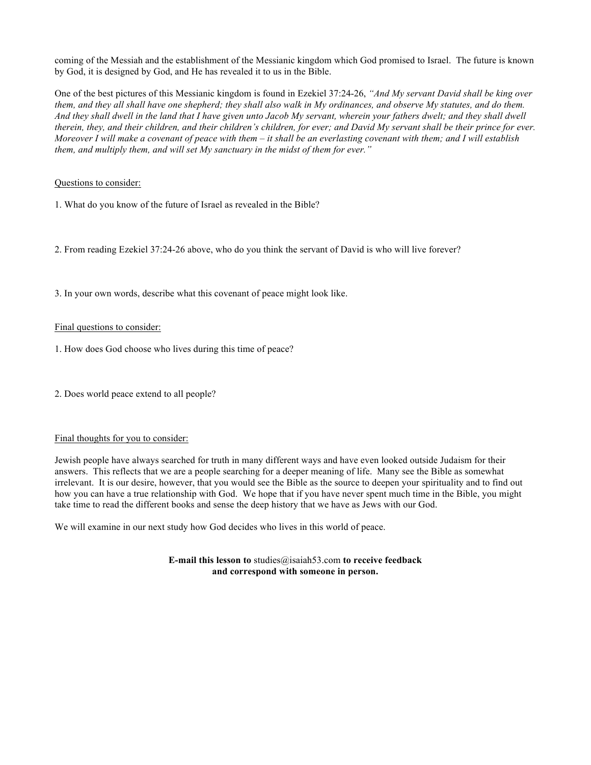coming of the Messiah and the establishment of the Messianic kingdom which God promised to Israel. The future is known by God, it is designed by God, and He has revealed it to us in the Bible.

One of the best pictures of this Messianic kingdom is found in Ezekiel 37:24-26, *"And My servant David shall be king over them, and they all shall have one shepherd; they shall also walk in My ordinances, and observe My statutes, and do them. And they shall dwell in the land that I have given unto Jacob My servant, wherein your fathers dwelt; and they shall dwell therein, they, and their children, and their children's children, for ever; and David My servant shall be their prince for ever. Moreover I will make a covenant of peace with them – it shall be an everlasting covenant with them; and I will establish them, and multiply them, and will set My sanctuary in the midst of them for ever."*

<u>Questions to consider:</u>

1. What do you know of the future of Israel as revealed in the Bible?

2. From reading Ezekiel 37:24-26 above, who do you think the servant of David is who will live forever?

3. In your own words, describe what this covenant of peace might look like.

<u>Final questions to consider:</u>

1. How does God choose who lives during this time of peace?

2. Does world peace extend to all people?

<u>Final thoughts for you to consider:</u>

Jewish people have always searched for truth in many different ways and have even looked outside Judaism for their answers. This reflects that we are a people searching for a deeper meaning of life. Many see the Bible as somewhat irrelevant. It is our desire, however, that you would see the Bible as the source to deepen your spirituality and to find out how you can have a true relationship with God. We hope that if you have never spent much time in the Bible, you might take time to read the different books and sense the deep history that we have as Jews with our God.

We will examine in our next study how God decides who lives in this world of peace.

**E-mail this lesson to** studies@isaiah53.com **to receive feedback and correspond with someone in person.**